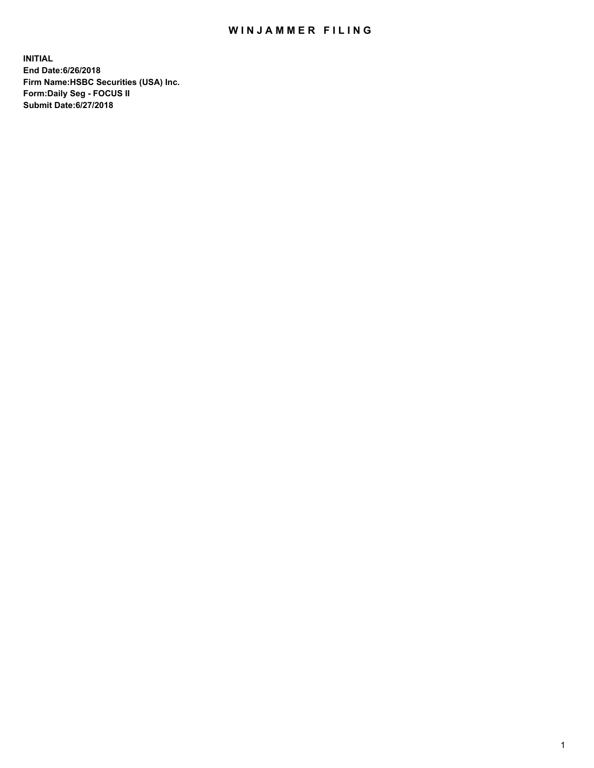# WINJAMMER FILING

**INITIAL**
**End Date:6/26/2018**
**Firm Name:HSBC Securities (USA) Inc.**
**Form:Daily Seg - FOCUS II**
**Submit Date:6/27/2018**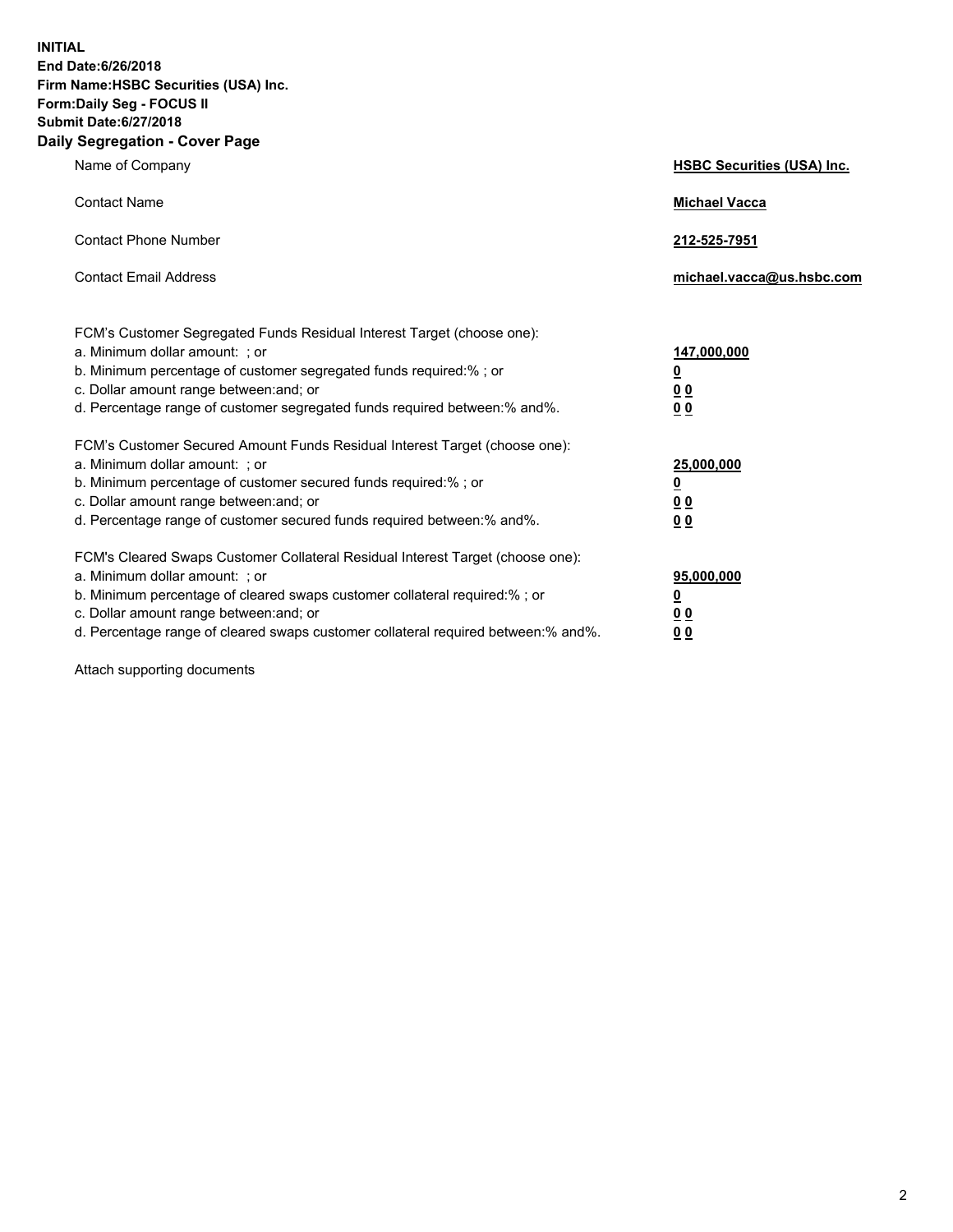**INITIAL**
**End Date:6/26/2018**
**Firm Name:HSBC Securities (USA) Inc.**
**Form:Daily Seg - FOCUS II**
**Submit Date:6/27/2018**

## Daily Segregation - Cover Page

| | |
|---|---|
| Name of Company | **HSBC Securities (USA) Inc.** |
| Contact Name | **Michael Vacca** |
| Contact Phone Number | **212-525-7951** |
| Contact Email Address | **michael.vacca@us.hsbc.com** |

FCM's Customer Segregated Funds Residual Interest Target (choose one):

| | |
|---|---|
| a. Minimum dollar amount: ; or | **147,000,000** |
| b. Minimum percentage of customer segregated funds required:% ; or | **0** |
| c. Dollar amount range between:and; or | **0 0** |
| d. Percentage range of customer segregated funds required between:% and%. | **0 0** |

FCM's Customer Secured Amount Funds Residual Interest Target (choose one):

| | |
|---|---|
| a. Minimum dollar amount: ; or | **25,000,000** |
| b. Minimum percentage of customer secured funds required:% ; or | **0** |
| c. Dollar amount range between:and; or | **0 0** |
| d. Percentage range of customer secured funds required between:% and%. | **0 0** |

FCM's Cleared Swaps Customer Collateral Residual Interest Target (choose one):

| | |
|---|---|
| a. Minimum dollar amount: ; or | **95,000,000** |
| b. Minimum percentage of cleared swaps customer collateral required:% ; or | **0** |
| c. Dollar amount range between:and; or | **0 0** |
| d. Percentage range of cleared swaps customer collateral required between:% and%. | **0 0** |

Attach supporting documents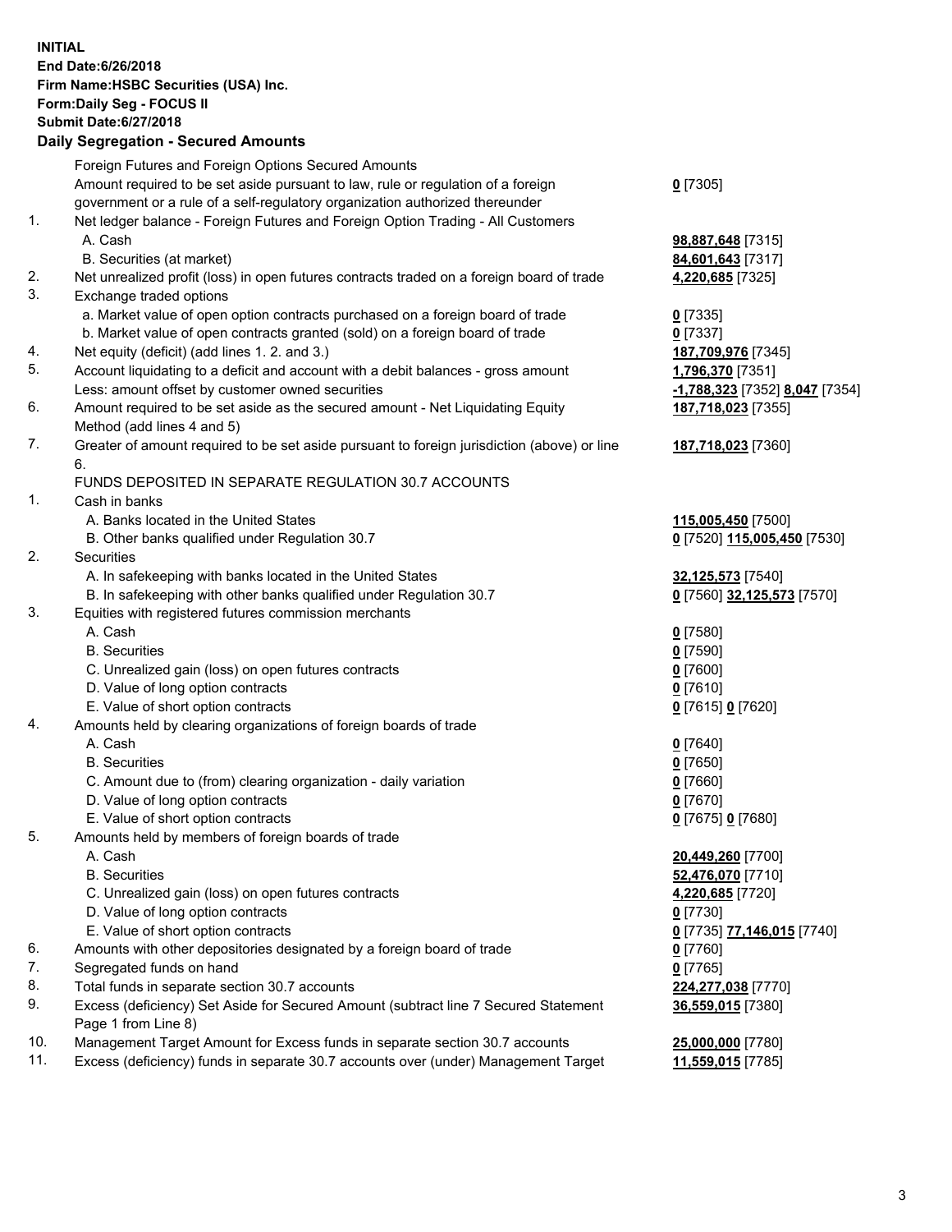**INITIAL**
**End Date:6/26/2018**
**Firm Name:HSBC Securities (USA) Inc.**
**Form:Daily Seg - FOCUS II**
**Submit Date:6/27/2018**

**Daily Segregation - Secured Amounts**

| | | |
|---|---|---|
| | Foreign Futures and Foreign Options Secured Amounts | |
| | Amount required to be set aside pursuant to law, rule or regulation of a foreign government or a rule of a self-regulatory organization authorized thereunder | **0** [7305] |
| 1. | Net ledger balance - Foreign Futures and Foreign Option Trading - All Customers | |
| | A. Cash | **98,887,648** [7315] |
| | B. Securities (at market) | **84,601,643** [7317] |
| 2. | Net unrealized profit (loss) in open futures contracts traded on a foreign board of trade | **4,220,685** [7325] |
| 3. | Exchange traded options | |
| | a. Market value of open option contracts purchased on a foreign board of trade | **0** [7335] |
| | b. Market value of open contracts granted (sold) on a foreign board of trade | **0** [7337] |
| 4. | Net equity (deficit) (add lines 1. 2. and 3.) | **187,709,976** [7345] |
| 5. | Account liquidating to a deficit and account with a debit balances - gross amount | **1,796,370** [7351] |
| | Less: amount offset by customer owned securities | **-1,788,323** [7352] **8,047** [7354] |
| 6. | Amount required to be set aside as the secured amount - Net Liquidating Equity Method (add lines 4 and 5) | **187,718,023** [7355] |
| 7. | Greater of amount required to be set aside pursuant to foreign jurisdiction (above) or line 6. | **187,718,023** [7360] |
| | FUNDS DEPOSITED IN SEPARATE REGULATION 30.7 ACCOUNTS | |
| 1. | Cash in banks | |
| | A. Banks located in the United States | **115,005,450** [7500] |
| | B. Other banks qualified under Regulation 30.7 | **0** [7520] **115,005,450** [7530] |
| 2. | Securities | |
| | A. In safekeeping with banks located in the United States | **32,125,573** [7540] |
| | B. In safekeeping with other banks qualified under Regulation 30.7 | **0** [7560] **32,125,573** [7570] |
| 3. | Equities with registered futures commission merchants | |
| | A. Cash | **0** [7580] |
| | B. Securities | **0** [7590] |
| | C. Unrealized gain (loss) on open futures contracts | **0** [7600] |
| | D. Value of long option contracts | **0** [7610] |
| | E. Value of short option contracts | **0** [7615] **0** [7620] |
| 4. | Amounts held by clearing organizations of foreign boards of trade | |
| | A. Cash | **0** [7640] |
| | B. Securities | **0** [7650] |
| | C. Amount due to (from) clearing organization - daily variation | **0** [7660] |
| | D. Value of long option contracts | **0** [7670] |
| | E. Value of short option contracts | **0** [7675] **0** [7680] |
| 5. | Amounts held by members of foreign boards of trade | |
| | A. Cash | **20,449,260** [7700] |
| | B. Securities | **52,476,070** [7710] |
| | C. Unrealized gain (loss) on open futures contracts | **4,220,685** [7720] |
| | D. Value of long option contracts | **0** [7730] |
| | E. Value of short option contracts | **0** [7735] **77,146,015** [7740] |
| 6. | Amounts with other depositories designated by a foreign board of trade | **0** [7760] |
| 7. | Segregated funds on hand | **0** [7765] |
| 8. | Total funds in separate section 30.7 accounts | **224,277,038** [7770] |
| 9. | Excess (deficiency) Set Aside for Secured Amount (subtract line 7 Secured Statement Page 1 from Line 8) | **36,559,015** [7380] |
| 10. | Management Target Amount for Excess funds in separate section 30.7 accounts | **25,000,000** [7780] |
| 11. | Excess (deficiency) funds in separate 30.7 accounts over (under) Management Target | **11,559,015** [7785] |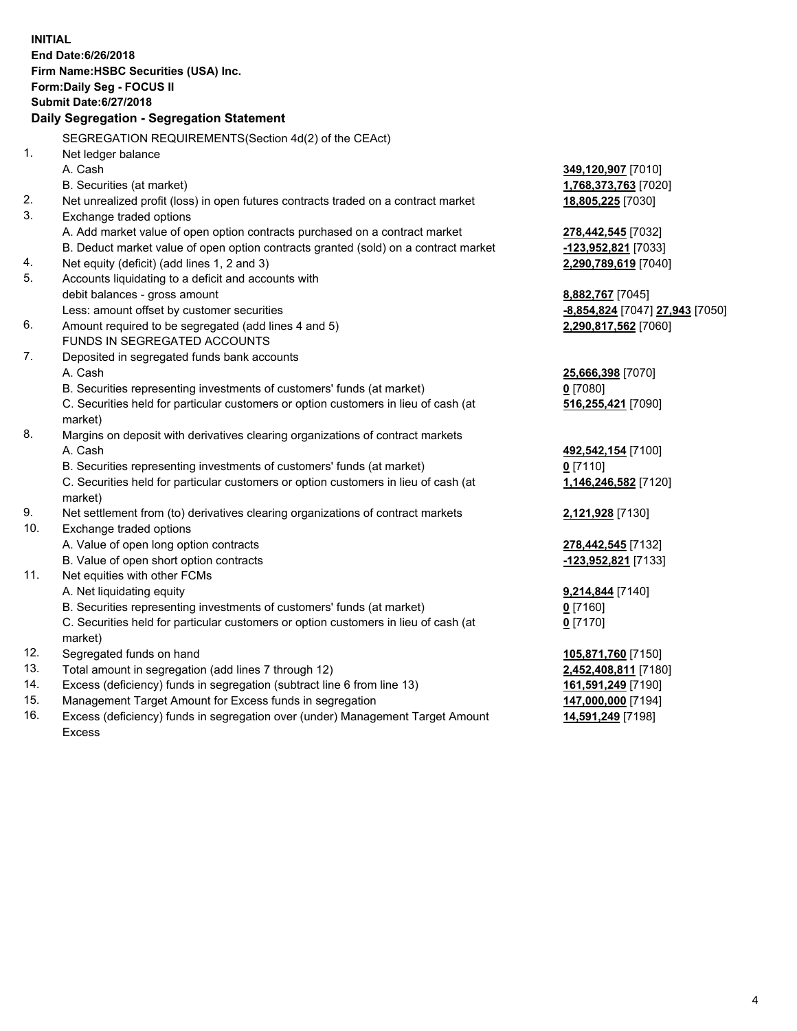**INITIAL**
**End Date:6/26/2018**
**Firm Name:HSBC Securities (USA) Inc.**
**Form:Daily Seg - FOCUS II**
**Submit Date:6/27/2018**

### Daily Segregation - Segregation Statement

| | | |
|---|---|---|
| | SEGREGATION REQUIREMENTS(Section 4d(2) of the CEAct) | |
| 1. | Net ledger balance | |
| | A. Cash | **349,120,907** [7010] |
| | B. Securities (at market) | **1,768,373,763** [7020] |
| 2. | Net unrealized profit (loss) in open futures contracts traded on a contract market | **18,805,225** [7030] |
| 3. | Exchange traded options | |
| | A. Add market value of open option contracts purchased on a contract market | **278,442,545** [7032] |
| | B. Deduct market value of open option contracts granted (sold) on a contract market | **-123,952,821** [7033] |
| 4. | Net equity (deficit) (add lines 1, 2 and 3) | **2,290,789,619** [7040] |
| 5. | Accounts liquidating to a deficit and accounts with | |
| | debit balances - gross amount | **8,882,767** [7045] |
| | Less: amount offset by customer securities | **-8,854,824** [7047] **27,943** [7050] |
| 6. | Amount required to be segregated (add lines 4 and 5) | **2,290,817,562** [7060] |
| | FUNDS IN SEGREGATED ACCOUNTS | |
| 7. | Deposited in segregated funds bank accounts | |
| | A. Cash | **25,666,398** [7070] |
| | B. Securities representing investments of customers' funds (at market) | **0** [7080] |
| | C. Securities held for particular customers or option customers in lieu of cash (at market) | **516,255,421** [7090] |
| 8. | Margins on deposit with derivatives clearing organizations of contract markets | |
| | A. Cash | **492,542,154** [7100] |
| | B. Securities representing investments of customers' funds (at market) | **0** [7110] |
| | C. Securities held for particular customers or option customers in lieu of cash (at market) | **1,146,246,582** [7120] |
| 9. | Net settlement from (to) derivatives clearing organizations of contract markets | **2,121,928** [7130] |
| 10. | Exchange traded options | |
| | A. Value of open long option contracts | **278,442,545** [7132] |
| | B. Value of open short option contracts | **-123,952,821** [7133] |
| 11. | Net equities with other FCMs | |
| | A. Net liquidating equity | **9,214,844** [7140] |
| | B. Securities representing investments of customers' funds (at market) | **0** [7160] |
| | C. Securities held for particular customers or option customers in lieu of cash (at market) | **0** [7170] |
| 12. | Segregated funds on hand | **105,871,760** [7150] |
| 13. | Total amount in segregation (add lines 7 through 12) | **2,452,408,811** [7180] |
| 14. | Excess (deficiency) funds in segregation (subtract line 6 from line 13) | **161,591,249** [7190] |
| 15. | Management Target Amount for Excess funds in segregation | **147,000,000** [7194] |
| 16. | Excess (deficiency) funds in segregation over (under) Management Target Amount Excess | **14,591,249** [7198] |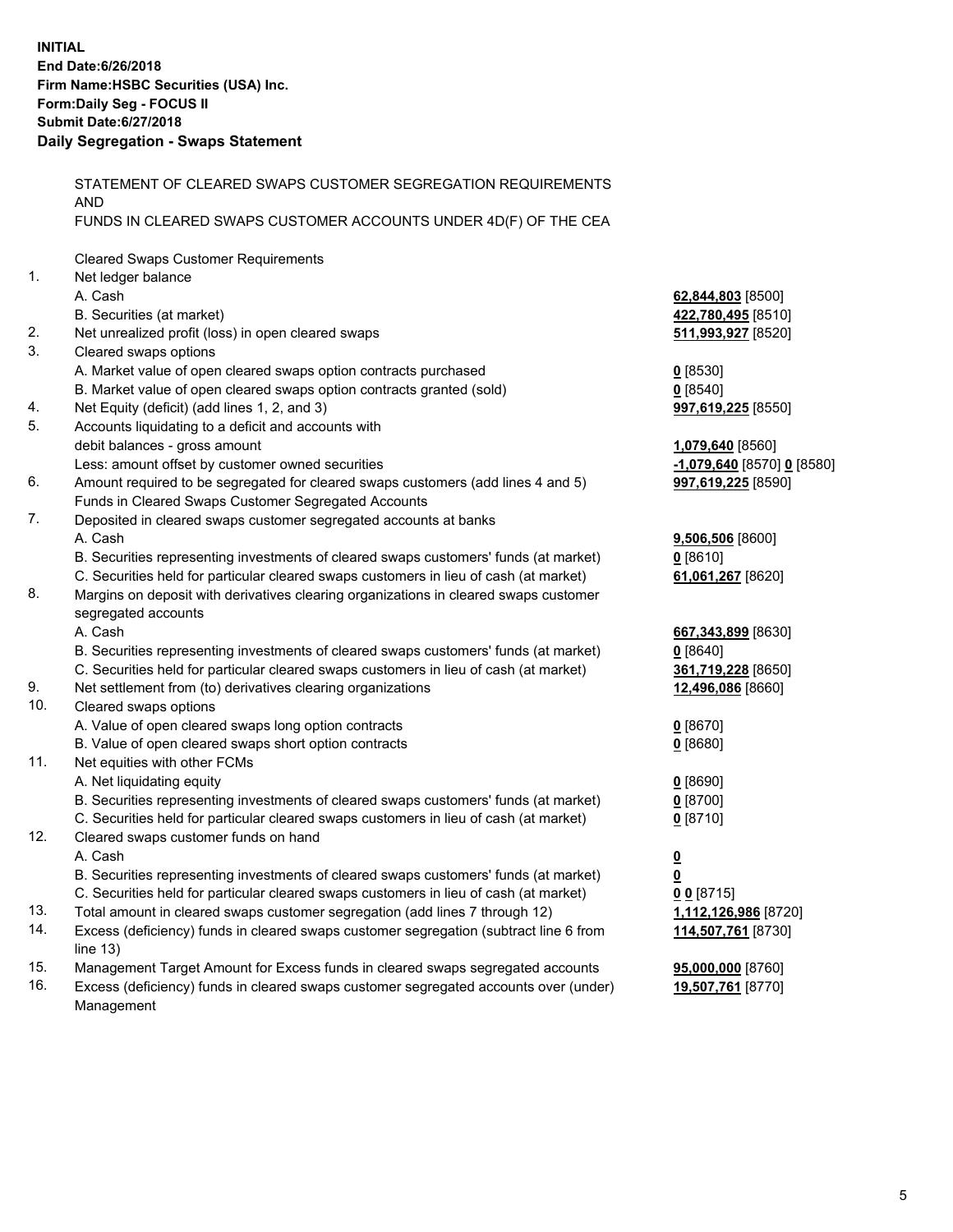**INITIAL**
**End Date:6/26/2018**
**Firm Name:HSBC Securities (USA) Inc.**
**Form:Daily Seg - FOCUS II**
**Submit Date:6/27/2018**
**Daily Segregation - Swaps Statement**

STATEMENT OF CLEARED SWAPS CUSTOMER SEGREGATION REQUIREMENTS AND FUNDS IN CLEARED SWAPS CUSTOMER ACCOUNTS UNDER 4D(F) OF THE CEA

| | | |
|---|---|---|
| | Cleared Swaps Customer Requirements | |
| 1. | Net ledger balance | |
| | A. Cash | **62,844,803** [8500] |
| | B. Securities (at market) | **422,780,495** [8510] |
| 2. | Net unrealized profit (loss) in open cleared swaps | **511,993,927** [8520] |
| 3. | Cleared swaps options | |
| | A. Market value of open cleared swaps option contracts purchased | **0** [8530] |
| | B. Market value of open cleared swaps option contracts granted (sold) | **0** [8540] |
| 4. | Net Equity (deficit) (add lines 1, 2, and 3) | **997,619,225** [8550] |
| 5. | Accounts liquidating to a deficit and accounts with | |
| | debit balances - gross amount | **1,079,640** [8560] |
| | Less: amount offset by customer owned securities | **-1,079,640** [8570] **0** [8580] |
| 6. | Amount required to be segregated for cleared swaps customers (add lines 4 and 5) | **997,619,225** [8590] |
| | Funds in Cleared Swaps Customer Segregated Accounts | |
| 7. | Deposited in cleared swaps customer segregated accounts at banks | |
| | A. Cash | **9,506,506** [8600] |
| | B. Securities representing investments of cleared swaps customers' funds (at market) | **0** [8610] |
| | C. Securities held for particular cleared swaps customers in lieu of cash (at market) | **61,061,267** [8620] |
| 8. | Margins on deposit with derivatives clearing organizations in cleared swaps customer segregated accounts | |
| | A. Cash | **667,343,899** [8630] |
| | B. Securities representing investments of cleared swaps customers' funds (at market) | **0** [8640] |
| | C. Securities held for particular cleared swaps customers in lieu of cash (at market) | **361,719,228** [8650] |
| 9. | Net settlement from (to) derivatives clearing organizations | **12,496,086** [8660] |
| 10. | Cleared swaps options | |
| | A. Value of open cleared swaps long option contracts | **0** [8670] |
| | B. Value of open cleared swaps short option contracts | **0** [8680] |
| 11. | Net equities with other FCMs | |
| | A. Net liquidating equity | **0** [8690] |
| | B. Securities representing investments of cleared swaps customers' funds (at market) | **0** [8700] |
| | C. Securities held for particular cleared swaps customers in lieu of cash (at market) | **0** [8710] |
| 12. | Cleared swaps customer funds on hand | |
| | A. Cash | **0** |
| | B. Securities representing investments of cleared swaps customers' funds (at market) | **0** |
| | C. Securities held for particular cleared swaps customers in lieu of cash (at market) | **0** **0** [8715] |
| 13. | Total amount in cleared swaps customer segregation (add lines 7 through 12) | **1,112,126,986** [8720] |
| 14. | Excess (deficiency) funds in cleared swaps customer segregation (subtract line 6 from line 13) | **114,507,761** [8730] |
| 15. | Management Target Amount for Excess funds in cleared swaps segregated accounts | **95,000,000** [8760] |
| 16. | Excess (deficiency) funds in cleared swaps customer segregated accounts over (under) Management | **19,507,761** [8770] |